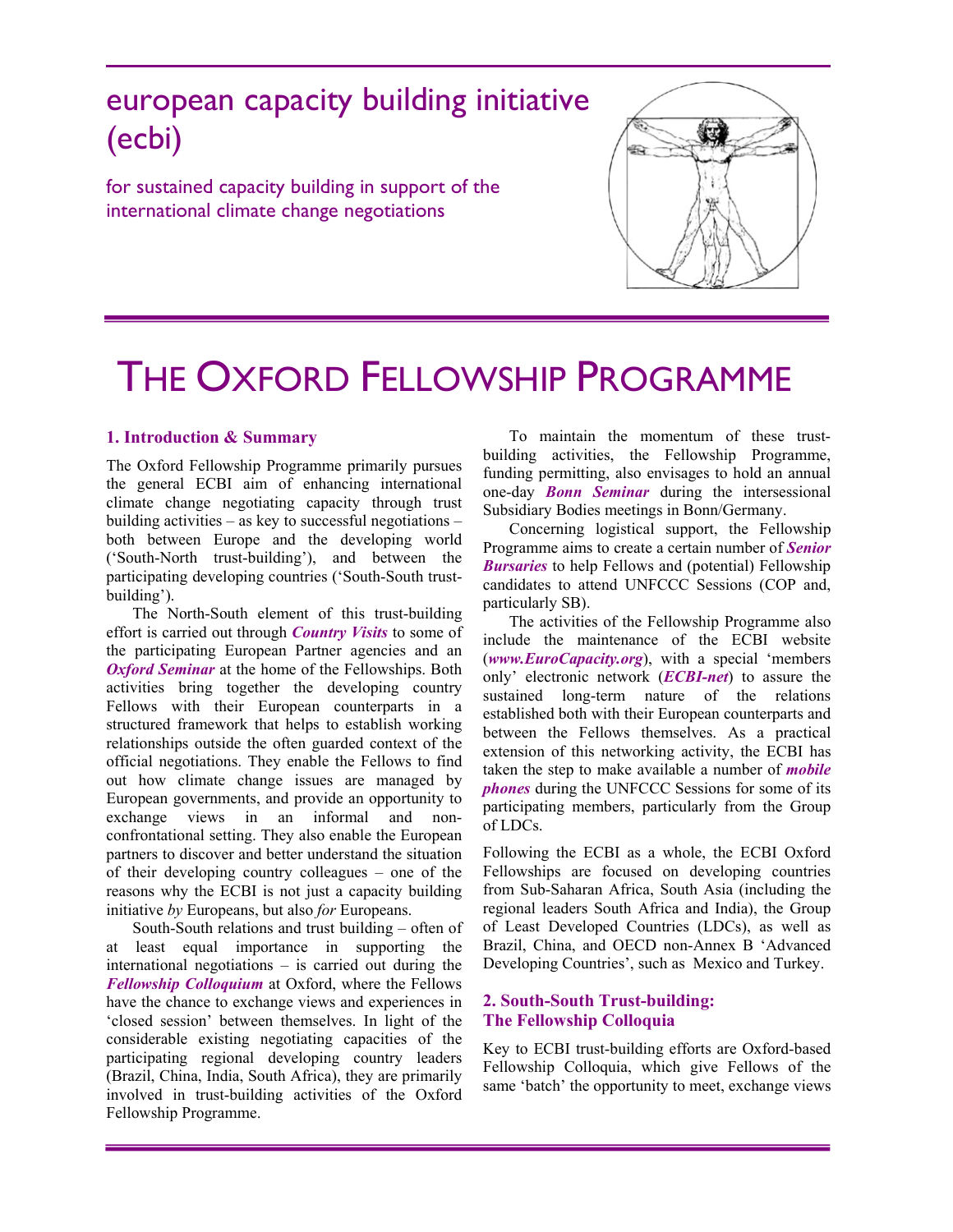# european capacity building initiative (ecbi)

for sustained capacity building in support of the international climate change negotiations

# THE OXFORD FELLOWSHIP PROGRAMME

## 1. Introduction & Summary

The Oxford Fellowship Programme primarily pursues the general ECBI aim of enhancing international climate change negotiating capacity through trust building activities – as key to successful negotiations – both between Europe and the developing world ('South-North trust-building'), and between the participating developing countries ('South-South trust-building').

The North-South element of this trust-building effort is carried out through ***Country Visits*** to some of the participating European Partner agencies and an ***Oxford Seminar*** at the home of the Fellowships. Both activities bring together the developing country Fellows with their European counterparts in a structured framework that helps to establish working relationships outside the often guarded context of the official negotiations. They enable the Fellows to find out how climate change issues are managed by European governments, and provide an opportunity to exchange views in an informal and non-confrontational setting. They also enable the European partners to discover and better understand the situation of their developing country colleagues – one of the reasons why the ECBI is not just a capacity building initiative *by* Europeans, but also *for* Europeans.

South-South relations and trust building – often of at least equal importance in supporting the international negotiations – is carried out during the ***Fellowship Colloquium*** at Oxford, where the Fellows have the chance to exchange views and experiences in 'closed session' between themselves. In light of the considerable existing negotiating capacities of the participating regional developing country leaders (Brazil, China, India, South Africa), they are primarily involved in trust-building activities of the Oxford Fellowship Programme.

To maintain the momentum of these trust-building activities, the Fellowship Programme, funding permitting, also envisages to hold an annual one-day ***Bonn Seminar*** during the intersessional Subsidiary Bodies meetings in Bonn/Germany.

Concerning logistical support, the Fellowship Programme aims to create a certain number of ***Senior Bursaries*** to help Fellows and (potential) Fellowship candidates to attend UNFCCC Sessions (COP and, particularly SB).

The activities of the Fellowship Programme also include the maintenance of the ECBI website (***www.EuroCapacity.org***), with a special 'members only' electronic network (***ECBI-net***) to assure the sustained long-term nature of the relations established both with their European counterparts and between the Fellows themselves. As a practical extension of this networking activity, the ECBI has taken the step to make available a number of ***mobile phones*** during the UNFCCC Sessions for some of its participating members, particularly from the Group of LDCs.

Following the ECBI as a whole, the ECBI Oxford Fellowships are focused on developing countries from Sub-Saharan Africa, South Asia (including the regional leaders South Africa and India), the Group of Least Developed Countries (LDCs), as well as Brazil, China, and OECD non-Annex B 'Advanced Developing Countries', such as Mexico and Turkey.

## 2. South-South Trust-building: The Fellowship Colloquia

Key to ECBI trust-building efforts are Oxford-based Fellowship Colloquia, which give Fellows of the same 'batch' the opportunity to meet, exchange views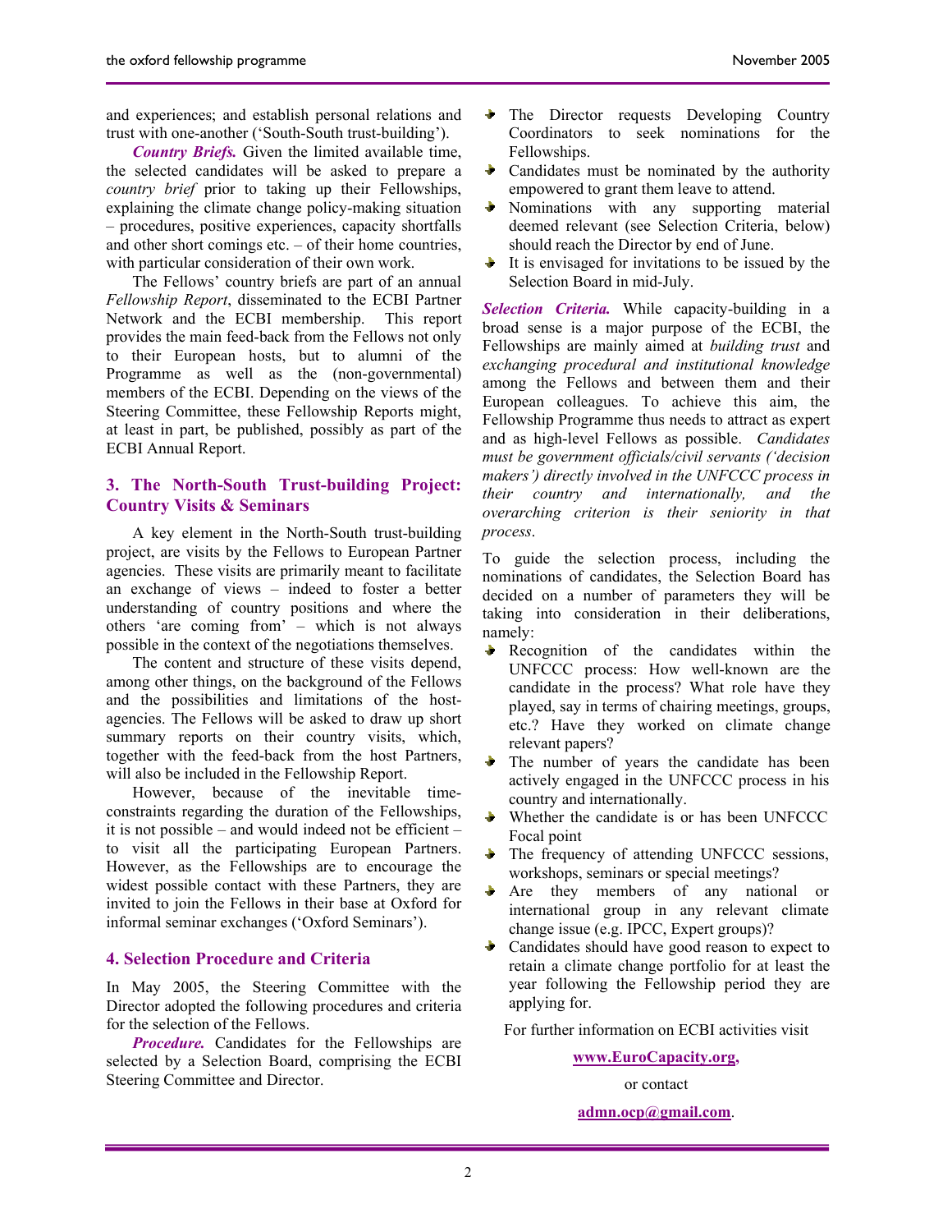and experiences; and establish personal relations and trust with one-another ('South-South trust-building').

***Country Briefs.*** Given the limited available time, the selected candidates will be asked to prepare a *country brief* prior to taking up their Fellowships, explaining the climate change policy-making situation – procedures, positive experiences, capacity shortfalls and other short comings etc. – of their home countries, with particular consideration of their own work.

The Fellows' country briefs are part of an annual *Fellowship Report*, disseminated to the ECBI Partner Network and the ECBI membership. This report provides the main feed-back from the Fellows not only to their European hosts, but to alumni of the Programme as well as the (non-governmental) members of the ECBI. Depending on the views of the Steering Committee, these Fellowship Reports might, at least in part, be published, possibly as part of the ECBI Annual Report.

## 3. The North-South Trust-building Project: Country Visits & Seminars

A key element in the North-South trust-building project, are visits by the Fellows to European Partner agencies. These visits are primarily meant to facilitate an exchange of views – indeed to foster a better understanding of country positions and where the others 'are coming from' – which is not always possible in the context of the negotiations themselves.

The content and structure of these visits depend, among other things, on the background of the Fellows and the possibilities and limitations of the host-agencies. The Fellows will be asked to draw up short summary reports on their country visits, which, together with the feed-back from the host Partners, will also be included in the Fellowship Report.

However, because of the inevitable time-constraints regarding the duration of the Fellowships, it is not possible – and would indeed not be efficient – to visit all the participating European Partners. However, as the Fellowships are to encourage the widest possible contact with these Partners, they are invited to join the Fellows in their base at Oxford for informal seminar exchanges ('Oxford Seminars').

## 4. Selection Procedure and Criteria

In May 2005, the Steering Committee with the Director adopted the following procedures and criteria for the selection of the Fellows.

***Procedure.*** Candidates for the Fellowships are selected by a Selection Board, comprising the ECBI Steering Committee and Director.

- The Director requests Developing Country Coordinators to seek nominations for the Fellowships.
- Candidates must be nominated by the authority empowered to grant them leave to attend.
- Nominations with any supporting material deemed relevant (see Selection Criteria, below) should reach the Director by end of June.
- It is envisaged for invitations to be issued by the Selection Board in mid-July.

***Selection Criteria.*** While capacity-building in a broad sense is a major purpose of the ECBI, the Fellowships are mainly aimed at *building trust* and *exchanging procedural and institutional knowledge* among the Fellows and between them and their European colleagues. To achieve this aim, the Fellowship Programme thus needs to attract as expert and as high-level Fellows as possible. *Candidates must be government officials/civil servants ('decision makers') directly involved in the UNFCCC process in their country and internationally, and the overarching criterion is their seniority in that process.*

To guide the selection process, including the nominations of candidates, the Selection Board has decided on a number of parameters they will be taking into consideration in their deliberations, namely:

- Recognition of the candidates within the UNFCCC process: How well-known are the candidate in the process? What role have they played, say in terms of chairing meetings, groups, etc.? Have they worked on climate change relevant papers?
- The number of years the candidate has been actively engaged in the UNFCCC process in his country and internationally.
- Whether the candidate is or has been UNFCCC Focal point
- The frequency of attending UNFCCC sessions, workshops, seminars or special meetings?
- Are they members of any national or international group in any relevant climate change issue (e.g. IPCC, Expert groups)?
- Candidates should have good reason to expect to retain a climate change portfolio for at least the year following the Fellowship period they are applying for.

For further information on ECBI activities visit

**www.EuroCapacity.org,**

or contact

**admn.ocp@gmail.com**.